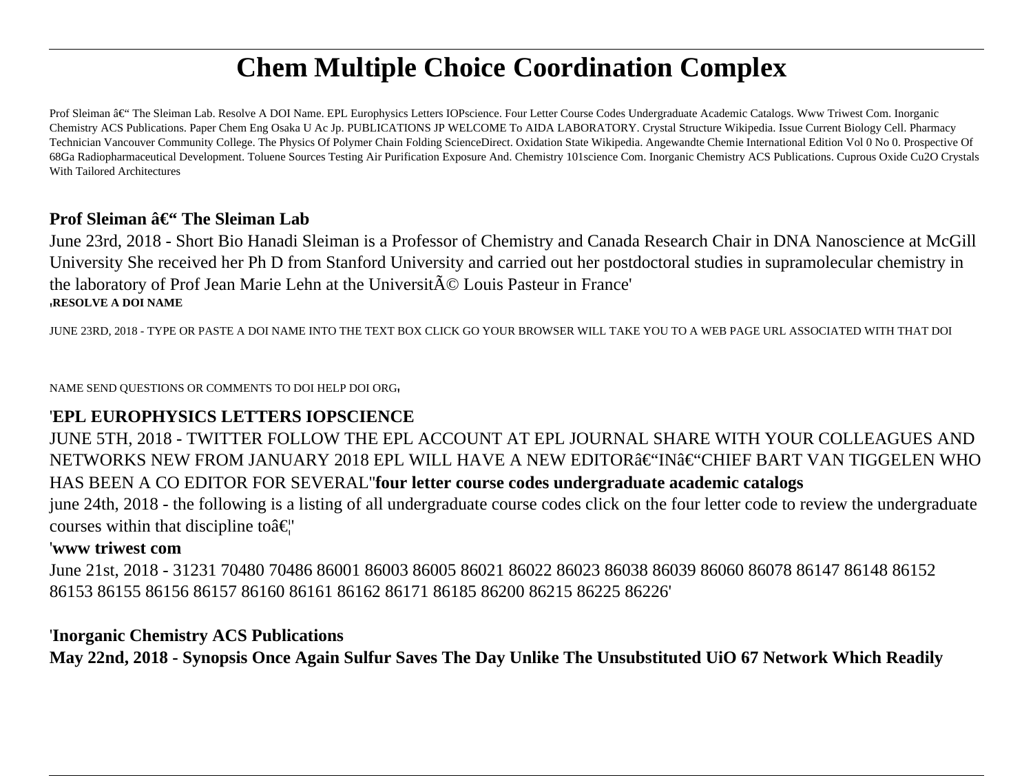# Chem Multiple Choice Coordination Complex

Prof Sleiman â€“ The Sleiman Lab. Resolve A DOI Name. EPL Europhysics Letters IOPscience. Four Letter Course Codes Undergraduate Academic Catalogs. Www Triwest Com. Inorganic Chemistry ACS Publications. Paper Chem Eng Osaka U Ac Jp. PUBLICATIONS JP WELCOME To AIDA LABORATORY. Crystal Structure Wikipedia. Issue Current Biology Cell. Pharmacy Technician Vancouver Community College. The Physics Of Polymer Chain Folding ScienceDirect. Oxidation State Wikipedia. Angewandte Chemie International Edition Vol 0 No 0. Prospective Of 68Ga Radiopharmaceutical Development. Toluene Sources Testing Air Purification Exposure And. Chemistry 101science Com. Inorganic Chemistry ACS Publications. Cuprous Oxide Cu2O Crystals With Tailored Architectures

**Prof Sleiman â€“ The Sleiman Lab**

June 23rd, 2018 - Short Bio Hanadi Sleiman is a Professor of Chemistry and Canada Research Chair in DNA Nanoscience at McGill University She received her Ph D from Stanford University and carried out her postdoctoral studies in supramolecular chemistry in the laboratory of Prof Jean Marie Lehn at the UniversitÃ© Louis Pasteur in France'

'**RESOLVE A DOI NAME**

JUNE 23RD, 2018 - TYPE OR PASTE A DOI NAME INTO THE TEXT BOX CLICK GO YOUR BROWSER WILL TAKE YOU TO A WEB PAGE URL ASSOCIATED WITH THAT DOI NAME SEND QUESTIONS OR COMMENTS TO DOI HELP DOI ORG'

'**EPL EUROPHYSICS LETTERS IOPSCIENCE**

JUNE 5TH, 2018 - TWITTER FOLLOW THE EPL ACCOUNT AT EPL JOURNAL SHARE WITH YOUR COLLEAGUES AND NETWORKS NEW FROM JANUARY 2018 EPL WILL HAVE A NEW EDITORâ€“INâ€“CHIEF BART VAN TIGGELEN WHO HAS BEEN A CO EDITOR FOR SEVERAL''**four letter course codes undergraduate academic catalogs**

june 24th, 2018 - the following is a listing of all undergraduate course codes click on the four letter code to review the undergraduate courses within that discipline toâ€¦'

'**www triwest com**

June 21st, 2018 - 31231 70480 70486 86001 86003 86005 86021 86022 86023 86038 86039 86060 86078 86147 86148 86152 86153 86155 86156 86157 86160 86161 86162 86171 86185 86200 86215 86225 86226'

'**Inorganic Chemistry ACS Publications**

**May 22nd, 2018 - Synopsis Once Again Sulfur Saves The Day Unlike The Unsubstituted UiO 67 Network Which Readily**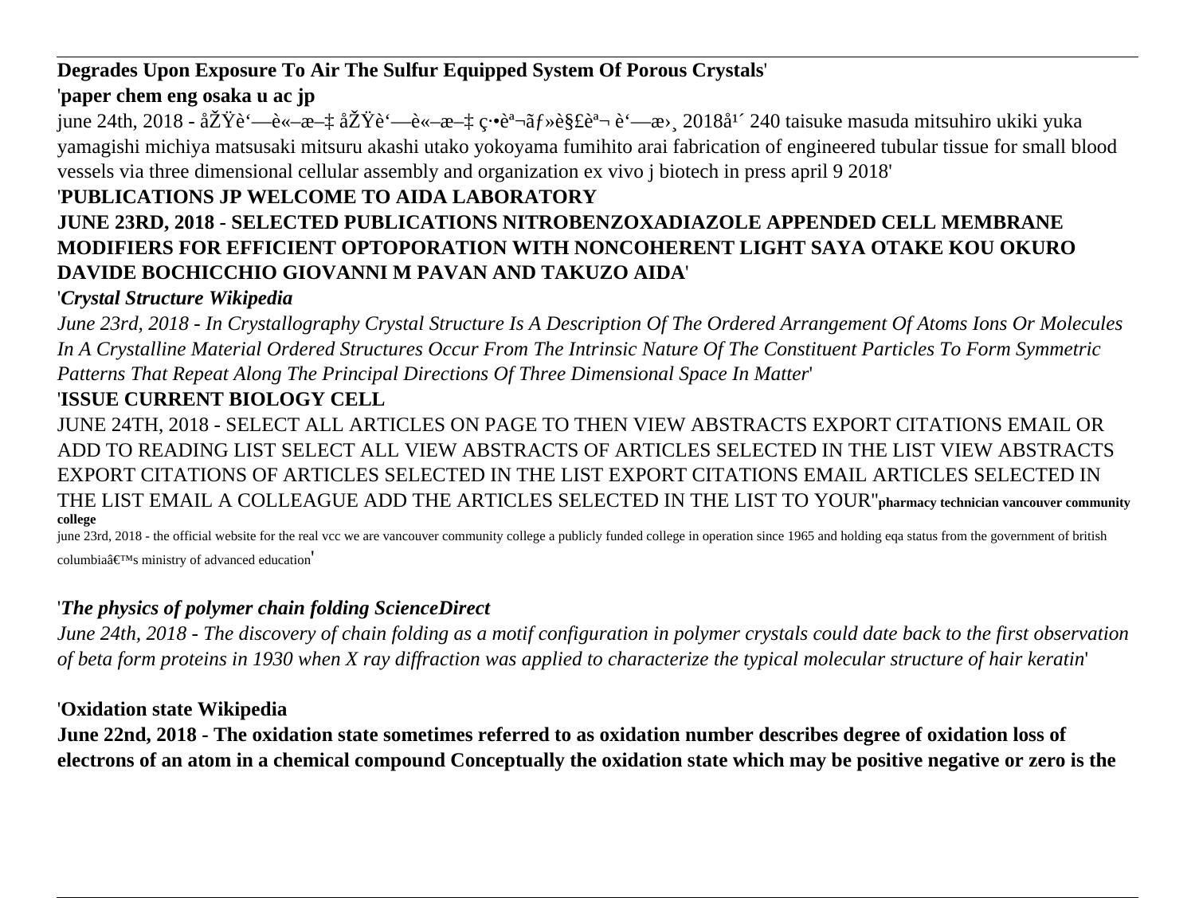**Degrades Upon Exposure To Air The Sulfur Equipped System Of Porous Crystals**'

'**paper chem eng osaka u ac jp**

june 24th, 2018 - åŽŸè‘—è«–æ–‡ åŽŸè‘—è«–æ–‡ ç·•èª¬ãƒ»è§£èª¬ è‘—æ›¸ 2018å¹´ 240 taisuke masuda mitsuhiro ukiki yuka yamagishi michiya matsusaki mitsuru akashi utako yokoyama fumihito arai fabrication of engineered tubular tissue for small blood vessels via three dimensional cellular assembly and organization ex vivo j biotech in press april 9 2018'

'**PUBLICATIONS JP WELCOME TO AIDA LABORATORY**

**JUNE 23RD, 2018 - SELECTED PUBLICATIONS NITROBENZOXADIAZOLE APPENDED CELL MEMBRANE MODIFIERS FOR EFFICIENT OPTOPORATION WITH NONCOHERENT LIGHT SAYA OTAKE KOU OKURO DAVIDE BOCHICCHIO GIOVANNI M PAVAN AND TAKUZO AIDA**'

'***Crystal Structure Wikipedia***

*June 23rd, 2018 - In Crystallography Crystal Structure Is A Description Of The Ordered Arrangement Of Atoms Ions Or Molecules In A Crystalline Material Ordered Structures Occur From The Intrinsic Nature Of The Constituent Particles To Form Symmetric Patterns That Repeat Along The Principal Directions Of Three Dimensional Space In Matter*'

'**ISSUE CURRENT BIOLOGY CELL**

JUNE 24TH, 2018 - SELECT ALL ARTICLES ON PAGE TO THEN VIEW ABSTRACTS EXPORT CITATIONS EMAIL OR ADD TO READING LIST SELECT ALL VIEW ABSTRACTS OF ARTICLES SELECTED IN THE LIST VIEW ABSTRACTS EXPORT CITATIONS OF ARTICLES SELECTED IN THE LIST EXPORT CITATIONS EMAIL ARTICLES SELECTED IN THE LIST EMAIL A COLLEAGUE ADD THE ARTICLES SELECTED IN THE LIST TO YOUR''**pharmacy technician vancouver community college**

june 23rd, 2018 - the official website for the real vcc we are vancouver community college a publicly funded college in operation since 1965 and holding eqa status from the government of british columbiaâ€™s ministry of advanced education'

'***The physics of polymer chain folding ScienceDirect***

*June 24th, 2018 - The discovery of chain folding as a motif configuration in polymer crystals could date back to the first observation of beta form proteins in 1930 when X ray diffraction was applied to characterize the typical molecular structure of hair keratin*'

'**Oxidation state Wikipedia**

**June 22nd, 2018 - The oxidation state sometimes referred to as oxidation number describes degree of oxidation loss of electrons of an atom in a chemical compound Conceptually the oxidation state which may be positive negative or zero is the**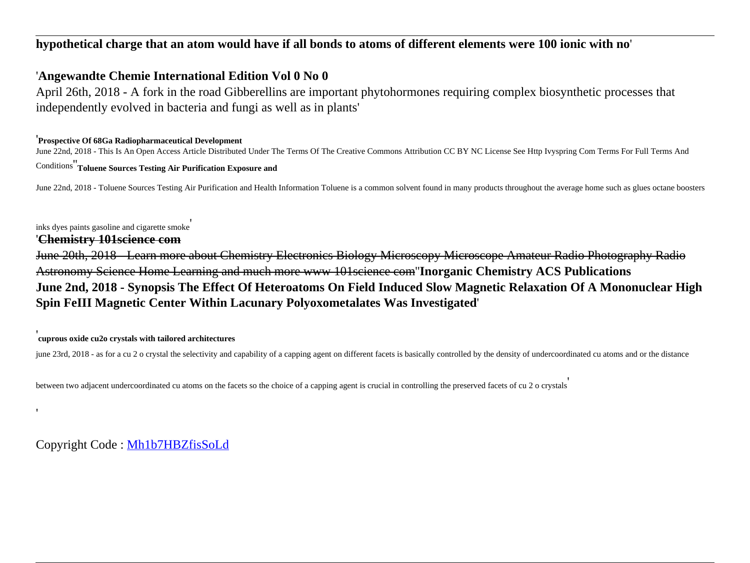**hypothetical charge that an atom would have if all bonds to atoms of different elements were 100 ionic with no**'

'**Angewandte Chemie International Edition Vol 0 No 0**

April 26th, 2018 - A fork in the road Gibberellins are important phytohormones requiring complex biosynthetic processes that independently evolved in bacteria and fungi as well as in plants'

'**Prospective Of 68Ga Radiopharmaceutical Development**

June 22nd, 2018 - This Is An Open Access Article Distributed Under The Terms Of The Creative Commons Attribution CC BY NC License See Http Ivyspring Com Terms For Full Terms And Conditions''**Toluene Sources Testing Air Purification Exposure and**

June 22nd, 2018 - Toluene Sources Testing Air Purification and Health Information Toluene is a common solvent found in many products throughout the average home such as glues octane boosters inks dyes paints gasoline and cigarette smoke'

'~~**Chemistry 101science com**~~

~~June 20th, 2018 - Learn more about Chemistry Electronics Biology Microscopy Microscope Amateur Radio Photography Radio Astronomy Science Home Learning and much more www 101science com~~''**Inorganic Chemistry ACS Publications**

**June 2nd, 2018 - Synopsis The Effect Of Heteroatoms On Field Induced Slow Magnetic Relaxation Of A Mononuclear High Spin FeIII Magnetic Center Within Lacunary Polyoxometalates Was Investigated**'

'**cuprous oxide cu2o crystals with tailored architectures**

june 23rd, 2018 - as for a cu 2 o crystal the selectivity and capability of a capping agent on different facets is basically controlled by the density of undercoordinated cu atoms and or the distance between two adjacent undercoordinated cu atoms on the facets so the choice of a capping agent is crucial in controlling the preserved facets of cu 2 o crystals'

'

Copyright Code : Mh1b7HBZfisSoLd